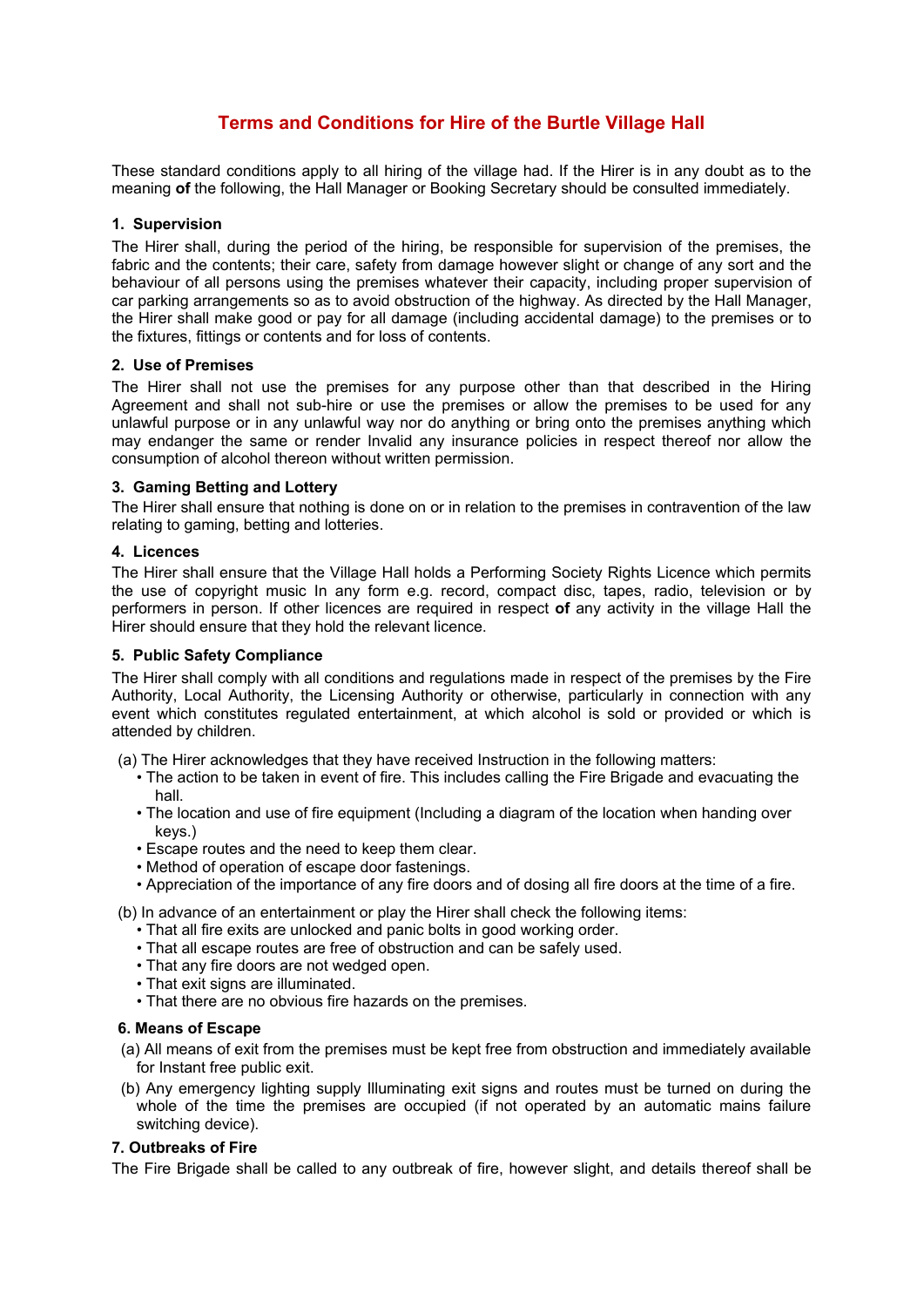# Terms and Conditions for Hire of the Burtle Village Hall

These standard conditions apply to all hiring of the village had. If the Hirer is in any doubt as to the meaning **of** the following, the Hall Manager or Booking Secretary should be consulted immediately.

### 1. Supervision

The Hirer shall, during the period of the hiring, be responsible for supervision of the premises, the fabric and the contents; their care, safety from damage however slight or change of any sort and the behaviour of all persons using the premises whatever their capacity, including proper supervision of car parking arrangements so as to avoid obstruction of the highway. As directed by the Hall Manager, the Hirer shall make good or pay for all damage (including accidental damage) to the premises or to the fixtures, fittings or contents and for loss of contents.

### 2. Use of Premises

The Hirer shall not use the premises for any purpose other than that described in the Hiring Agreement and shall not sub-hire or use the premises or allow the premises to be used for any unlawful purpose or in any unlawful way nor do anything or bring onto the premises anything which may endanger the same or render Invalid any insurance policies in respect thereof nor allow the consumption of alcohol thereon without written permission.

### 3. Gaming Betting and Lottery

The Hirer shall ensure that nothing is done on or in relation to the premises in contravention of the law relating to gaming, betting and lotteries.

### 4. Licences

The Hirer shall ensure that the Village Hall holds a Performing Society Rights Licence which permits the use of copyright music In any form e.g. record, compact disc, tapes, radio, television or by performers in person. If other licences are required in respect **of** any activity in the village Hall the Hirer should ensure that they hold the relevant licence.

### 5. Public Safety Compliance

The Hirer shall comply with all conditions and regulations made in respect of the premises by the Fire Authority, Local Authority, the Licensing Authority or otherwise, particularly in connection with any event which constitutes regulated entertainment, at which alcohol is sold or provided or which is attended by children.

(a) The Hirer acknowledges that they have received Instruction in the following matters:

- The action to be taken in event of fire. This includes calling the Fire Brigade and evacuating the hall.
- The location and use of fire equipment (Including a diagram of the location when handing over keys.)
- Escape routes and the need to keep them clear.
- Method of operation of escape door fastenings.
- Appreciation of the importance of any fire doors and of dosing all fire doors at the time of a fire.

(b) In advance of an entertainment or play the Hirer shall check the following items:

- That all fire exits are unlocked and panic bolts in good working order.
- That all escape routes are free of obstruction and can be safely used.
- That any fire doors are not wedged open.
- That exit signs are illuminated.
- That there are no obvious fire hazards on the premises.

### 6. Means of Escape

(a) All means of exit from the premises must be kept free from obstruction and immediately available for Instant free public exit.

(b) Any emergency lighting supply Illuminating exit signs and routes must be turned on during the whole of the time the premises are occupied (if not operated by an automatic mains failure switching device).

### 7. Outbreaks of Fire

The Fire Brigade shall be called to any outbreak of fire, however slight, and details thereof shall be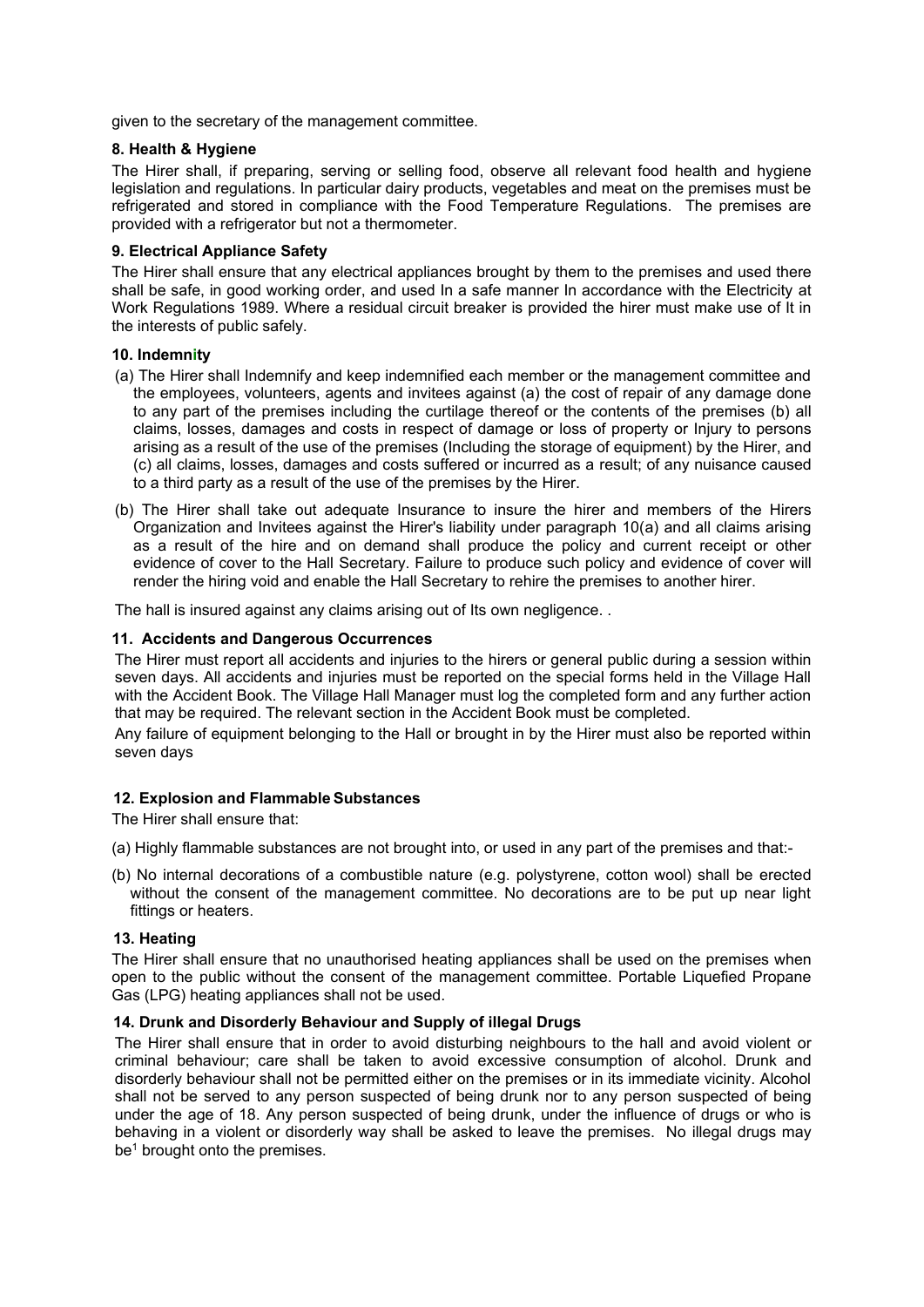given to the secretary of the management committee.

**8. Health & Hygiene**

The Hirer shall, if preparing, serving or selling food, observe all relevant food health and hygiene legislation and regulations. In particular dairy products, vegetables and meat on the premises must be refrigerated and stored in compliance with the Food Temperature Regulations. The premises are provided with a refrigerator but not a thermometer.

**9. Electrical Appliance Safety**

The Hirer shall ensure that any electrical appliances brought by them to the premises and used there shall be safe, in good working order, and used In a safe manner In accordance with the Electricity at Work Regulations 1989. Where a residual circuit breaker is provided the hirer must make use of It in the interests of public safely.

**10. Indemnity**

(a) The Hirer shall Indemnify and keep indemnified each member or the management committee and the employees, volunteers, agents and invitees against (a) the cost of repair of any damage done to any part of the premises including the curtilage thereof or the contents of the premises (b) all claims, losses, damages and costs in respect of damage or loss of property or Injury to persons arising as a result of the use of the premises (Including the storage of equipment) by the Hirer, and (c) all claims, losses, damages and costs suffered or incurred as a result; of any nuisance caused to a third party as a result of the use of the premises by the Hirer.

(b) The Hirer shall take out adequate Insurance to insure the hirer and members of the Hirers Organization and Invitees against the Hirer's liability under paragraph 10(a) and all claims arising as a result of the hire and on demand shall produce the policy and current receipt or other evidence of cover to the Hall Secretary. Failure to produce such policy and evidence of cover will render the hiring void and enable the Hall Secretary to rehire the premises to another hirer.

The hall is insured against any claims arising out of Its own negligence. .

**11. Accidents and Dangerous Occurrences**

The Hirer must report all accidents and injuries to the hirers or general public during a session within seven days. All accidents and injuries must be reported on the special forms held in the Village Hall with the Accident Book. The Village Hall Manager must log the completed form and any further action that may be required. The relevant section in the Accident Book must be completed.

Any failure of equipment belonging to the Hall or brought in by the Hirer must also be reported within seven days

**12. Explosion and Flammable Substances**

The Hirer shall ensure that:

(a) Highly flammable substances are not brought into, or used in any part of the premises and that:-

(b) No internal decorations of a combustible nature (e.g. polystyrene, cotton wool) shall be erected without the consent of the management committee. No decorations are to be put up near light fittings or heaters.

**13. Heating**

The Hirer shall ensure that no unauthorised heating appliances shall be used on the premises when open to the public without the consent of the management committee. Portable Liquefied Propane Gas (LPG) heating appliances shall not be used.

**14. Drunk and Disorderly Behaviour and Supply of illegal Drugs**

The Hirer shall ensure that in order to avoid disturbing neighbours to the hall and avoid violent or criminal behaviour; care shall be taken to avoid excessive consumption of alcohol. Drunk and disorderly behaviour shall not be permitted either on the premises or in its immediate vicinity. Alcohol shall not be served to any person suspected of being drunk nor to any person suspected of being under the age of 18. Any person suspected of being drunk, under the influence of drugs or who is behaving in a violent or disorderly way shall be asked to leave the premises. No illegal drugs may be[1] brought onto the premises.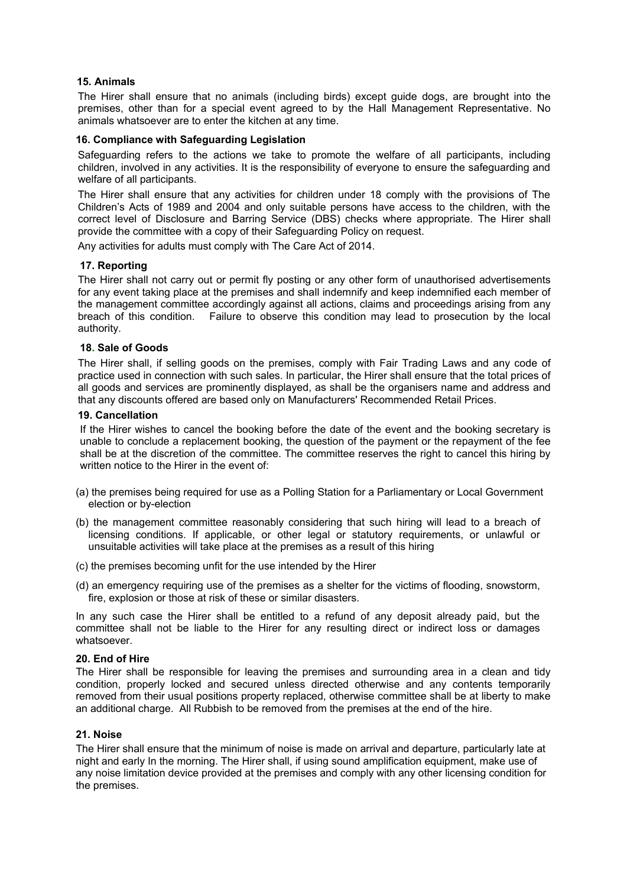**15. Animals**

The Hirer shall ensure that no animals (including birds) except guide dogs, are brought into the premises, other than for a special event agreed to by the Hall Management Representative. No animals whatsoever are to enter the kitchen at any time.

**16. Compliance with Safeguarding Legislation**

Safeguarding refers to the actions we take to promote the welfare of all participants, including children, involved in any activities. It is the responsibility of everyone to ensure the safeguarding and welfare of all participants.

The Hirer shall ensure that any activities for children under 18 comply with the provisions of The Children's Acts of 1989 and 2004 and only suitable persons have access to the children, with the correct level of Disclosure and Barring Service (DBS) checks where appropriate. The Hirer shall provide the committee with a copy of their Safeguarding Policy on request.

Any activities for adults must comply with The Care Act of 2014.

**17. Reporting**

The Hirer shall not carry out or permit fly posting or any other form of unauthorised advertisements for any event taking place at the premises and shall indemnify and keep indemnified each member of the management committee accordingly against all actions, claims and proceedings arising from any breach of this condition. Failure to observe this condition may lead to prosecution by the local authority.

**18. Sale of Goods**

The Hirer shall, if selling goods on the premises, comply with Fair Trading Laws and any code of practice used in connection with such sales. In particular, the Hirer shall ensure that the total prices of all goods and services are prominently displayed, as shall be the organisers name and address and that any discounts offered are based only on Manufacturers' Recommended Retail Prices.

**19. Cancellation**

If the Hirer wishes to cancel the booking before the date of the event and the booking secretary is unable to conclude a replacement booking, the question of the payment or the repayment of the fee shall be at the discretion of the committee. The committee reserves the right to cancel this hiring by written notice to the Hirer in the event of:

(a) the premises being required for use as a Polling Station for a Parliamentary or Local Government election or by-election

(b) the management committee reasonably considering that such hiring will lead to a breach of licensing conditions. If applicable, or other legal or statutory requirements, or unlawful or unsuitable activities will take place at the premises as a result of this hiring

(c) the premises becoming unfit for the use intended by the Hirer

(d) an emergency requiring use of the premises as a shelter for the victims of flooding, snowstorm, fire, explosion or those at risk of these or similar disasters.

In any such case the Hirer shall be entitled to a refund of any deposit already paid, but the committee shall not be liable to the Hirer for any resulting direct or indirect loss or damages whatsoever.

**20. End of Hire**

The Hirer shall be responsible for leaving the premises and surrounding area in a clean and tidy condition, properly locked and secured unless directed otherwise and any contents temporarily removed from their usual positions property replaced, otherwise committee shall be at liberty to make an additional charge. All Rubbish to be removed from the premises at the end of the hire.

**21. Noise**

The Hirer shall ensure that the minimum of noise is made on arrival and departure, particularly late at night and early In the morning. The Hirer shall, if using sound amplification equipment, make use of any noise limitation device provided at the premises and comply with any other licensing condition for the premises.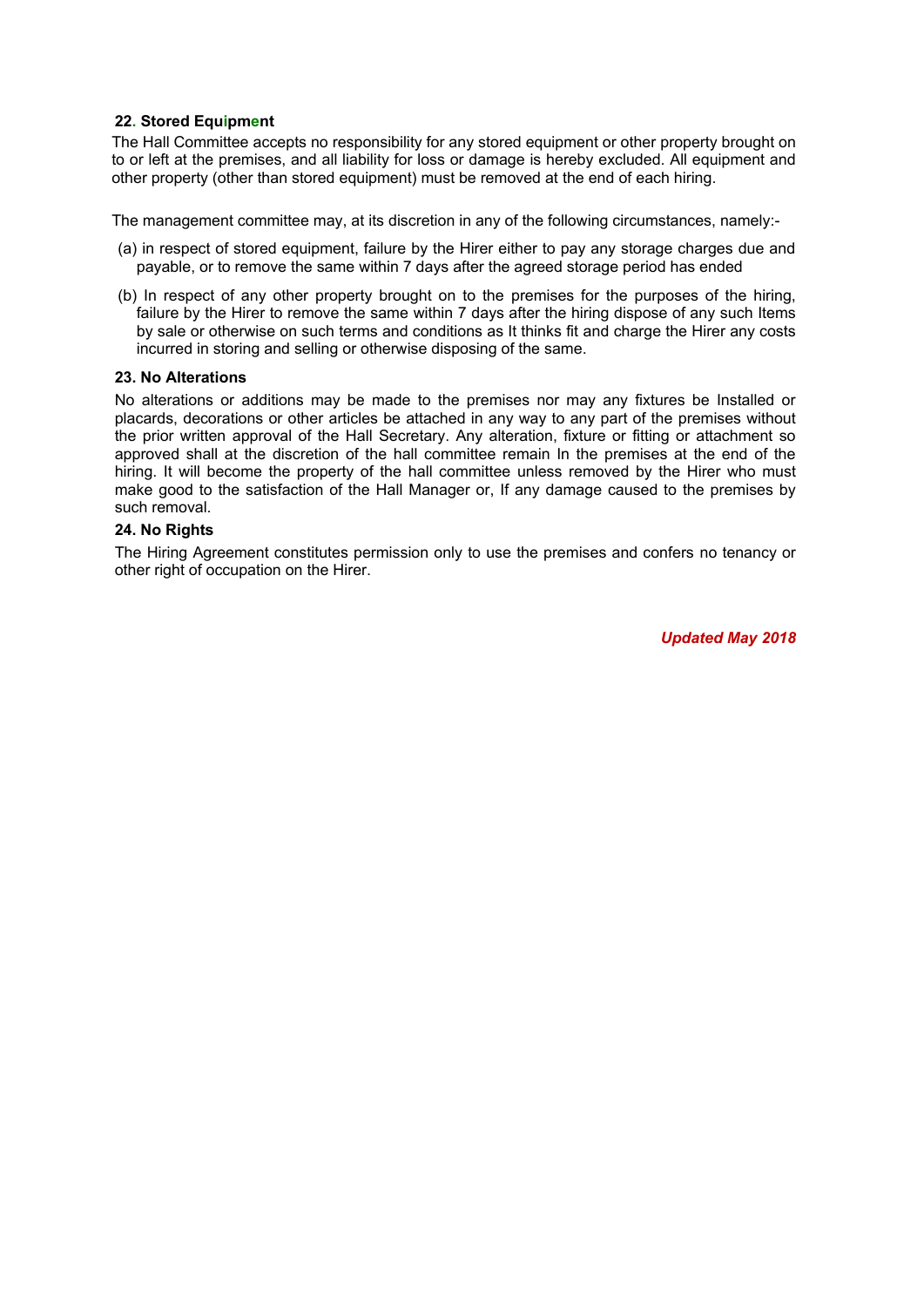**22. Stored Equipment**

The Hall Committee accepts no responsibility for any stored equipment or other property brought on to or left at the premises, and all liability for loss or damage is hereby excluded. All equipment and other property (other than stored equipment) must be removed at the end of each hiring.

The management committee may, at its discretion in any of the following circumstances, namely:-

(a) in respect of stored equipment, failure by the Hirer either to pay any storage charges due and payable, or to remove the same within 7 days after the agreed storage period has ended

(b) In respect of any other property brought on to the premises for the purposes of the hiring, failure by the Hirer to remove the same within 7 days after the hiring dispose of any such Items by sale or otherwise on such terms and conditions as It thinks fit and charge the Hirer any costs incurred in storing and selling or otherwise disposing of the same.

**23. No Alterations**

No alterations or additions may be made to the premises nor may any fixtures be Installed or placards, decorations or other articles be attached in any way to any part of the premises without the prior written approval of the Hall Secretary. Any alteration, fixture or fitting or attachment so approved shall at the discretion of the hall committee remain In the premises at the end of the hiring. It will become the property of the hall committee unless removed by the Hirer who must make good to the satisfaction of the Hall Manager or, If any damage caused to the premises by such removal.

**24. No Rights**

The Hiring Agreement constitutes permission only to use the premises and confers no tenancy or other right of occupation on the Hirer.

***Updated May 2018***